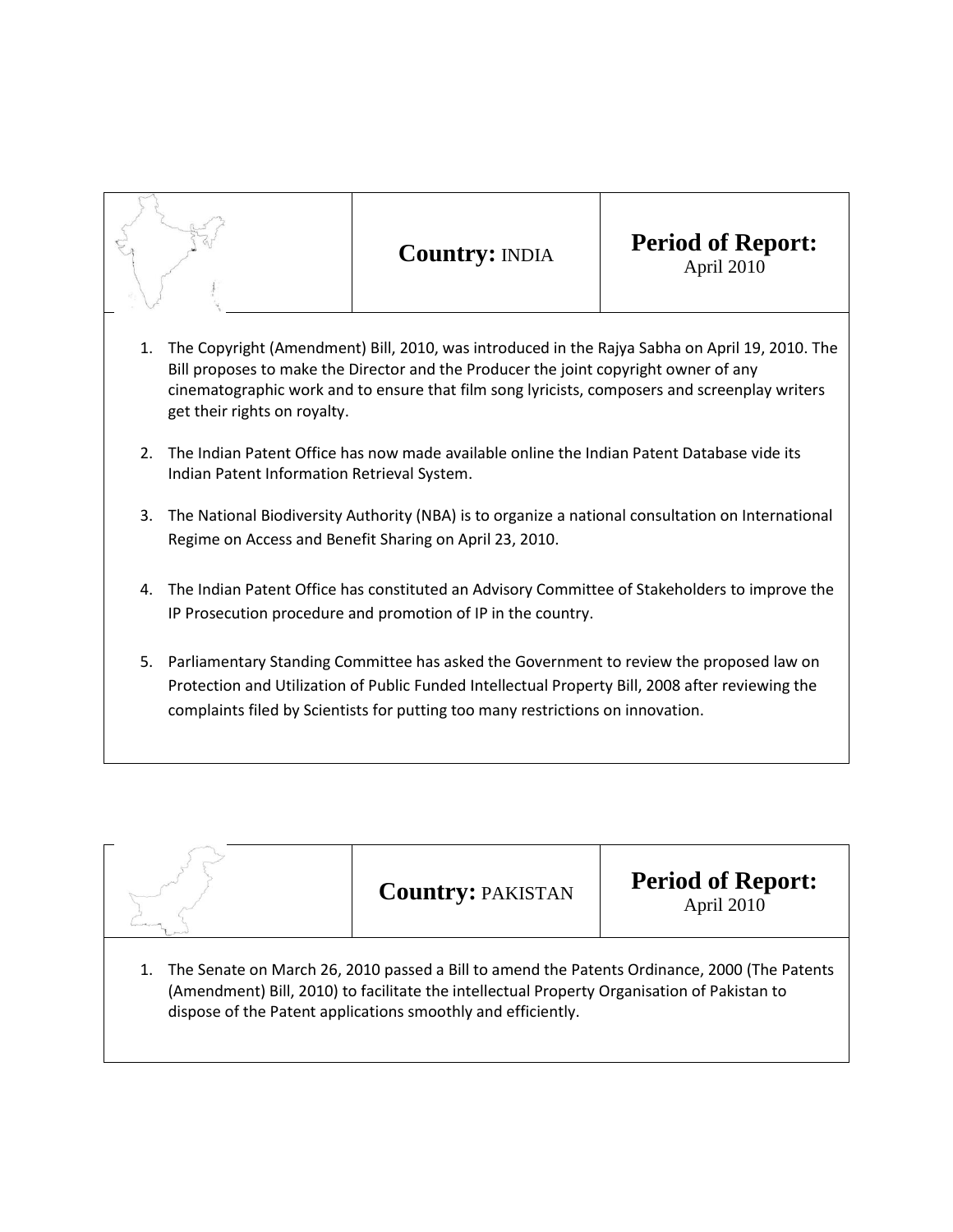| | **Country:** INDIA | **Period of Report:** April 2010 |
|---|---|---|

1. The Copyright (Amendment) Bill, 2010, was introduced in the Rajya Sabha on April 19, 2010. The Bill proposes to make the Director and the Producer the joint copyright owner of any cinematographic work and to ensure that film song lyricists, composers and screenplay writers get their rights on royalty.

2. The Indian Patent Office has now made available online the Indian Patent Database vide its Indian Patent Information Retrieval System.

3. The National Biodiversity Authority (NBA) is to organize a national consultation on International Regime on Access and Benefit Sharing on April 23, 2010.

4. The Indian Patent Office has constituted an Advisory Committee of Stakeholders to improve the IP Prosecution procedure and promotion of IP in the country.

5. Parliamentary Standing Committee has asked the Government to review the proposed law on Protection and Utilization of Public Funded Intellectual Property Bill, 2008 after reviewing the complaints filed by Scientists for putting too many restrictions on innovation.

| | **Country:** PAKISTAN | **Period of Report:** April 2010 |
|---|---|---|

1. The Senate on March 26, 2010 passed a Bill to amend the Patents Ordinance, 2000 (The Patents (Amendment) Bill, 2010) to facilitate the intellectual Property Organisation of Pakistan to dispose of the Patent applications smoothly and efficiently.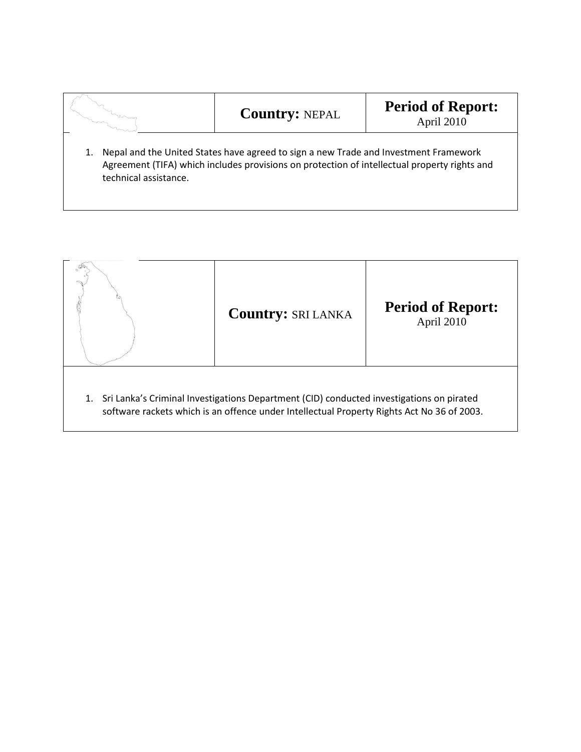| | Country: NEPAL | Period of Report: April 2010 |
|---|---|---|

1. Nepal and the United States have agreed to sign a new Trade and Investment Framework Agreement (TIFA) which includes provisions on protection of intellectual property rights and technical assistance.

| | Country: SRI LANKA | Period of Report: April 2010 |
|---|---|---|

1. Sri Lanka's Criminal Investigations Department (CID) conducted investigations on pirated software rackets which is an offence under Intellectual Property Rights Act No 36 of 2003.